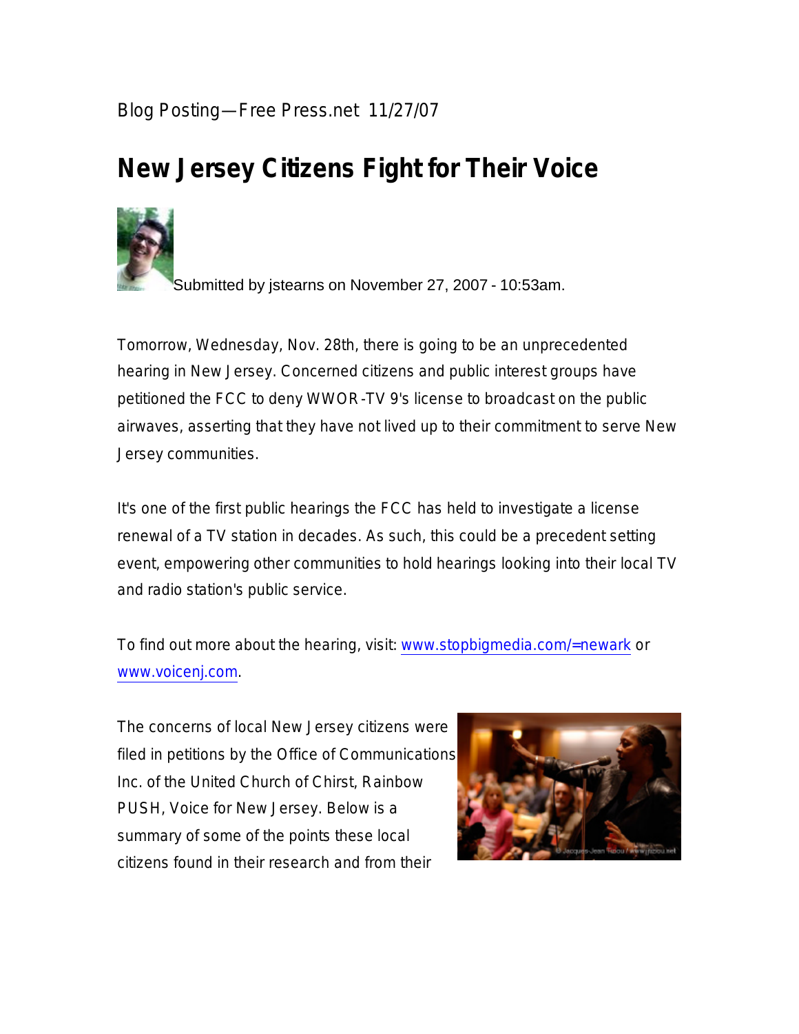Blog Posting—Free Press.net 11/27/07

# New Jersey Citizens Fight for Their Voice

Submitted by jstearns on November 27, 2007 - 10:53am.

Tomorrow, Wednesday, Nov. 28th, there is going to be an unprecedented hearing in New Jersey. Concerned citizens and public interest groups have petitioned the FCC to deny WWOR-TV 9's license to broadcast on the public airwaves, asserting that they have not lived up to their commitment to serve New Jersey communities.

It's one of the first public hearings the FCC has held to investigate a license renewal of a TV station in decades. As such, this could be a precedent setting event, empowering other communities to hold hearings looking into their local TV and radio station's public service.

To find out more about the hearing, visit: [www.stopbigmedia.com/=newark](www.stopbigmedia.com/=newark) or [www.voicenj.com](www.voicenj.com).

The concerns of local New Jersey citizens were filed in petitions by the Office of Communications Inc. of the United Church of Christ, Rainbow PUSH, Voice for New Jersey. Below is a summary of some of the points these local citizens found in their research and from their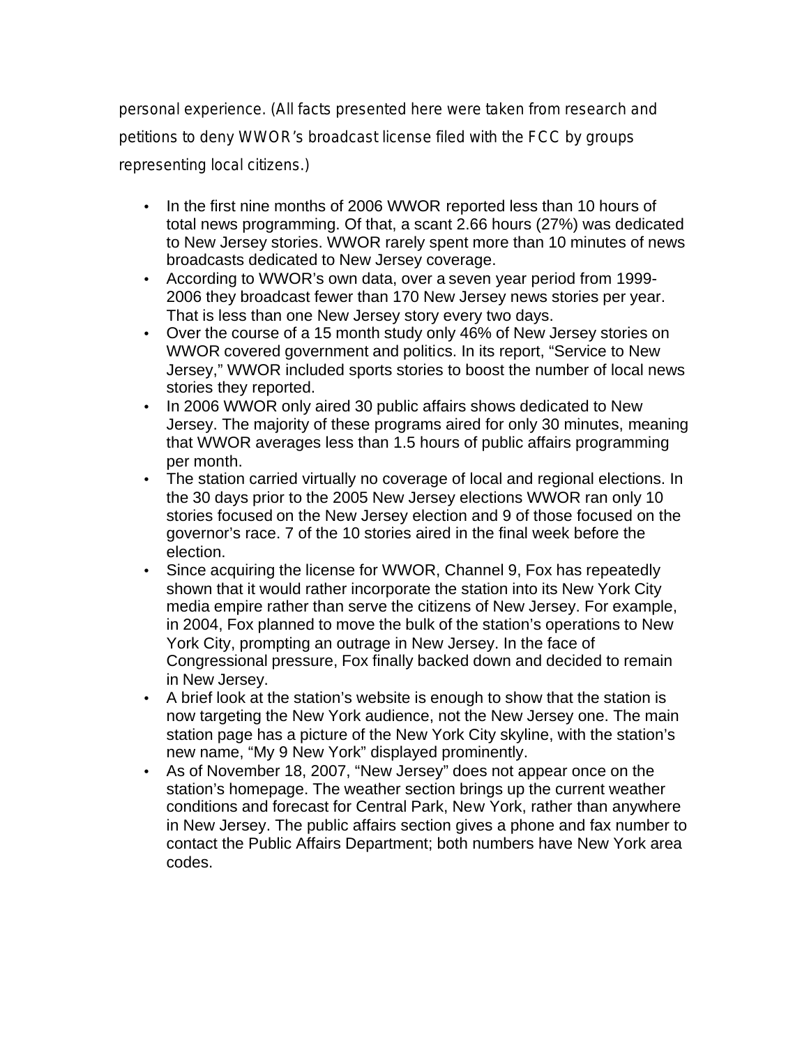personal experience. (All facts presented here were taken from research and petitions to deny WWOR's broadcast license filed with the FCC by groups representing local citizens.)

- In the first nine months of 2006 WWOR reported less than 10 hours of total news programming. Of that, a scant 2.66 hours (27%) was dedicated to New Jersey stories. WWOR rarely spent more than 10 minutes of news broadcasts dedicated to New Jersey coverage.
- According to WWOR's own data, over a seven year period from 1999-2006 they broadcast fewer than 170 New Jersey news stories per year. That is less than one New Jersey story every two days.
- Over the course of a 15 month study only 46% of New Jersey stories on WWOR covered government and politics. In its report, "Service to New Jersey," WWOR included sports stories to boost the number of local news stories they reported.
- In 2006 WWOR only aired 30 public affairs shows dedicated to New Jersey. The majority of these programs aired for only 30 minutes, meaning that WWOR averages less than 1.5 hours of public affairs programming per month.
- The station carried virtually no coverage of local and regional elections. In the 30 days prior to the 2005 New Jersey elections WWOR ran only 10 stories focused on the New Jersey election and 9 of those focused on the governor's race. 7 of the 10 stories aired in the final week before the election.
- Since acquiring the license for WWOR, Channel 9, Fox has repeatedly shown that it would rather incorporate the station into its New York City media empire rather than serve the citizens of New Jersey. For example, in 2004, Fox planned to move the bulk of the station's operations to New York City, prompting an outrage in New Jersey. In the face of Congressional pressure, Fox finally backed down and decided to remain in New Jersey.
- A brief look at the station's website is enough to show that the station is now targeting the New York audience, not the New Jersey one. The main station page has a picture of the New York City skyline, with the station's new name, "My 9 New York" displayed prominently.
- As of November 18, 2007, "New Jersey" does not appear once on the station's homepage. The weather section brings up the current weather conditions and forecast for Central Park, New York, rather than anywhere in New Jersey. The public affairs section gives a phone and fax number to contact the Public Affairs Department; both numbers have New York area codes.